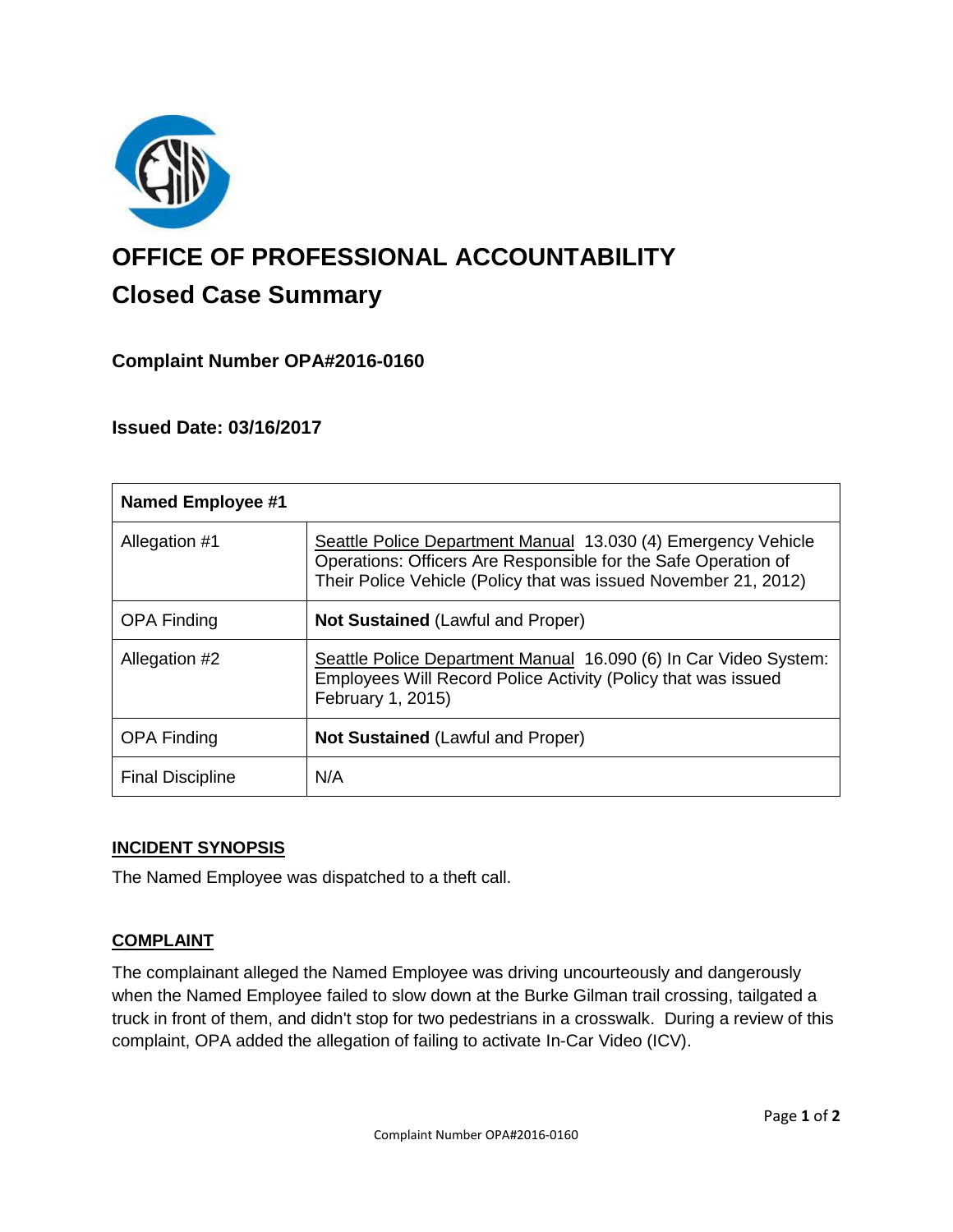# OFFICE OF PROFESSIONAL ACCOUNTABILITY

## Closed Case Summary

### Complaint Number OPA#2016-0160

### Issued Date: 03/16/2017

| Named Employee #1 | |
|---|---|
| Allegation #1 | Seattle Police Department Manual 13.030 (4) Emergency Vehicle Operations: Officers Are Responsible for the Safe Operation of Their Police Vehicle (Policy that was issued November 21, 2012) |
| OPA Finding | **Not Sustained** (Lawful and Proper) |
| Allegation #2 | Seattle Police Department Manual 16.090 (6) In Car Video System: Employees Will Record Police Activity (Policy that was issued February 1, 2015) |
| OPA Finding | **Not Sustained** (Lawful and Proper) |
| Final Discipline | N/A |

**INCIDENT SYNOPSIS**

The Named Employee was dispatched to a theft call.

**COMPLAINT**

The complainant alleged the Named Employee was driving uncourteously and dangerously when the Named Employee failed to slow down at the Burke Gilman trail crossing, tailgated a truck in front of them, and didn't stop for two pedestrians in a crosswalk. During a review of this complaint, OPA added the allegation of failing to activate In-Car Video (ICV).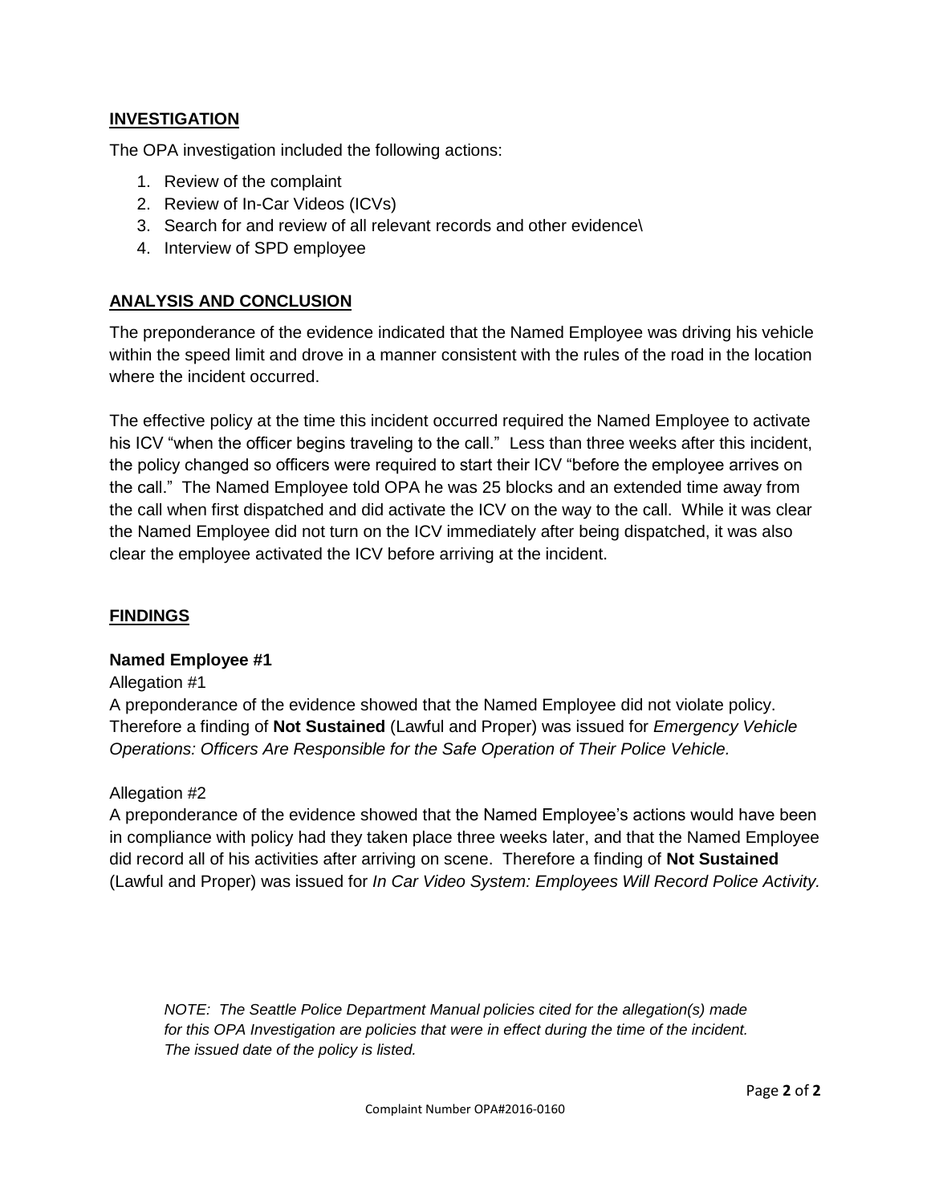## INVESTIGATION

The OPA investigation included the following actions:

1. Review of the complaint
2. Review of In-Car Videos (ICVs)
3. Search for and review of all relevant records and other evidence\
4. Interview of SPD employee

## ANALYSIS AND CONCLUSION

The preponderance of the evidence indicated that the Named Employee was driving his vehicle within the speed limit and drove in a manner consistent with the rules of the road in the location where the incident occurred.

The effective policy at the time this incident occurred required the Named Employee to activate his ICV "when the officer begins traveling to the call." Less than three weeks after this incident, the policy changed so officers were required to start their ICV "before the employee arrives on the call." The Named Employee told OPA he was 25 blocks and an extended time away from the call when first dispatched and did activate the ICV on the way to the call. While it was clear the Named Employee did not turn on the ICV immediately after being dispatched, it was also clear the employee activated the ICV before arriving at the incident.

## FINDINGS

### Named Employee #1

Allegation #1

A preponderance of the evidence showed that the Named Employee did not violate policy. Therefore a finding of **Not Sustained** (Lawful and Proper) was issued for *Emergency Vehicle Operations: Officers Are Responsible for the Safe Operation of Their Police Vehicle.*

Allegation #2

A preponderance of the evidence showed that the Named Employee's actions would have been in compliance with policy had they taken place three weeks later, and that the Named Employee did record all of his activities after arriving on scene. Therefore a finding of **Not Sustained** (Lawful and Proper) was issued for *In Car Video System: Employees Will Record Police Activity.*

*NOTE: The Seattle Police Department Manual policies cited for the allegation(s) made for this OPA Investigation are policies that were in effect during the time of the incident. The issued date of the policy is listed.*

Complaint Number OPA#2016-0160